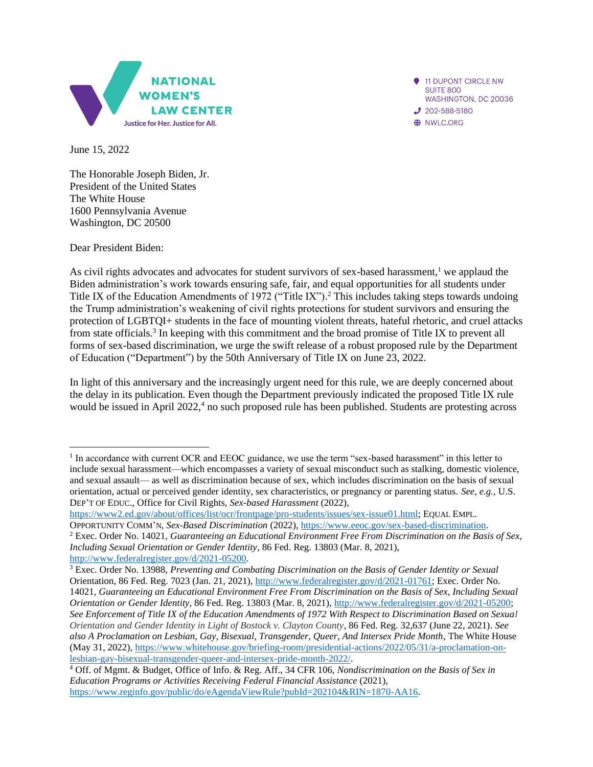NATIONAL WOMEN'S LAW CENTER
Justice for Her. Justice for All.

11 DUPONT CIRCLE NW
SUITE 800
WASHINGTON, DC 20036
202-588-5180
NWLC.ORG

June 15, 2022

The Honorable Joseph Biden, Jr.
President of the United States
The White House
1600 Pennsylvania Avenue
Washington, DC 20500

Dear President Biden:

As civil rights advocates and advocates for student survivors of sex-based harassment,[1] we applaud the Biden administration's work towards ensuring safe, fair, and equal opportunities for all students under Title IX of the Education Amendments of 1972 ("Title IX").[2] This includes taking steps towards undoing the Trump administration's weakening of civil rights protections for student survivors and ensuring the protection of LGBTQI+ students in the face of mounting violent threats, hateful rhetoric, and cruel attacks from state officials.[3] In keeping with this commitment and the broad promise of Title IX to prevent all forms of sex-based discrimination, we urge the swift release of a robust proposed rule by the Department of Education ("Department") by the 50th Anniversary of Title IX on June 23, 2022.

In light of this anniversary and the increasingly urgent need for this rule, we are deeply concerned about the delay in its publication. Even though the Department previously indicated the proposed Title IX rule would be issued in April 2022,[4] no such proposed rule has been published. Students are protesting across

---

[1] In accordance with current OCR and EEOC guidance, we use the term "sex-based harassment" in this letter to include sexual harassment—which encompasses a variety of sexual misconduct such as stalking, domestic violence, and sexual assault— as well as discrimination because of sex, which includes discrimination on the basis of sexual orientation, actual or perceived gender identity, sex characteristics, or pregnancy or parenting status. *See, e.g.*, U.S. DEP'T OF EDUC., Office for Civil Rights, *Sex-based Harassment* (2022), https://www2.ed.gov/about/offices/list/ocr/frontpage/pro-students/issues/sex-issue01.html; EQUAL EMPL. OPPORTUNITY COMM'N, *Sex-Based Discrimination* (2022), https://www.eeoc.gov/sex-based-discrimination.

[2] Exec. Order No. 14021, *Guaranteeing an Educational Environment Free From Discrimination on the Basis of Sex, Including Sexual Orientation or Gender Identity*, 86 Fed. Reg. 13803 (Mar. 8, 2021), http://www.federalregister.gov/d/2021-05200.

[3] Exec. Order No. 13988, *Preventing and Combating Discrimination on the Basis of Gender Identity or Sexual* Orientation, 86 Fed. Reg. 7023 (Jan. 21, 2021), http://www.federalregister.gov/d/2021-01761; Exec. Order No. 14021, *Guaranteeing an Educational Environment Free From Discrimination on the Basis of Sex, Including Sexual Orientation or Gender Identity*, 86 Fed. Reg. 13803 (Mar. 8, 2021), http://www.federalregister.gov/d/2021-05200; *See Enforcement of Title IX of the Education Amendments of 1972 With Respect to Discrimination Based on Sexual Orientation and Gender Identity in Light of Bostock v. Clayton County*, 86 Fed. Reg. 32,637 (June 22, 2021). *See also A Proclamation on Lesbian, Gay, Bisexual, Transgender, Queer, And Intersex Pride Month*, The White House (May 31, 2022), https://www.whitehouse.gov/briefing-room/presidential-actions/2022/05/31/a-proclamation-on-lesbian-gay-bisexual-transgender-queer-and-intersex-pride-month-2022/.

[4] Off. of Mgmt. & Budget, Office of Info. & Reg. Aff., 34 CFR 106, *Nondiscrimination on the Basis of Sex in Education Programs or Activities Receiving Federal Financial Assistance* (2021), https://www.reginfo.gov/public/do/eAgendaViewRule?pubId=202104&RIN=1870-AA16.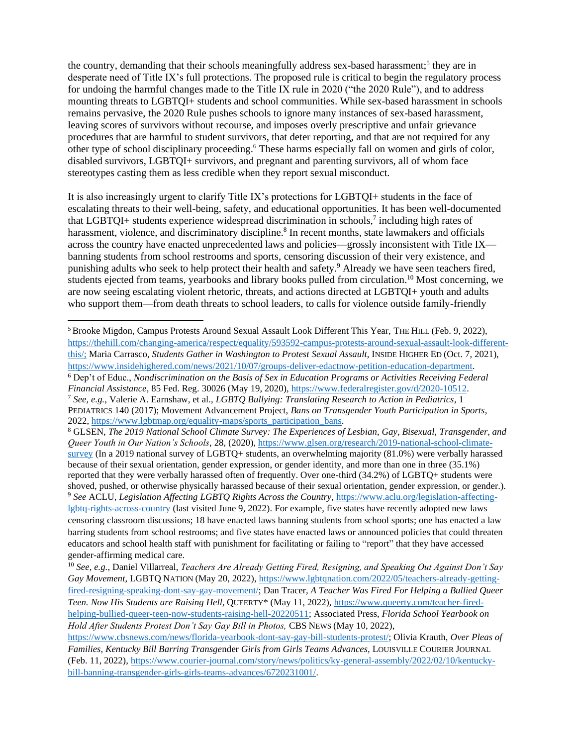the country, demanding that their schools meaningfully address sex-based harassment;[5] they are in desperate need of Title IX's full protections. The proposed rule is critical to begin the regulatory process for undoing the harmful changes made to the Title IX rule in 2020 ("the 2020 Rule"), and to address mounting threats to LGBTQI+ students and school communities. While sex-based harassment in schools remains pervasive, the 2020 Rule pushes schools to ignore many instances of sex-based harassment, leaving scores of survivors without recourse, and imposes overly prescriptive and unfair grievance procedures that are harmful to student survivors, that deter reporting, and that are not required for any other type of school disciplinary proceeding.[6] These harms especially fall on women and girls of color, disabled survivors, LGBTQI+ survivors, and pregnant and parenting survivors, all of whom face stereotypes casting them as less credible when they report sexual misconduct.

It is also increasingly urgent to clarify Title IX's protections for LGBTQI+ students in the face of escalating threats to their well-being, safety, and educational opportunities. It has been well-documented that LGBTQI+ students experience widespread discrimination in schools,[7] including high rates of harassment, violence, and discriminatory discipline.[8] In recent months, state lawmakers and officials across the country have enacted unprecedented laws and policies—grossly inconsistent with Title IX—banning students from school restrooms and sports, censoring discussion of their very existence, and punishing adults who seek to help protect their health and safety.[9] Already we have seen teachers fired, students ejected from teams, yearbooks and library books pulled from circulation.[10] Most concerning, we are now seeing escalating violent rhetoric, threats, and actions directed at LGBTQI+ youth and adults who support them—from death threats to school leaders, to calls for violence outside family-friendly

---

[5] Brooke Migdon, Campus Protests Around Sexual Assault Look Different This Year, THE HILL (Feb. 9, 2022), https://thehill.com/changing-america/respect/equality/593592-campus-protests-around-sexual-assault-look-different-this/; Maria Carrasco, *Students Gather in Washington to Protest Sexual Assault*, INSIDE HIGHER ED (Oct. 7, 2021), https://www.insidehighered.com/news/2021/10/07/groups-deliver-edactnow-petition-education-department.

[6] Dep't of Educ., *Nondiscrimination on the Basis of Sex in Education Programs or Activities Receiving Federal Financial Assistance*, 85 Fed. Reg. 30026 (May 19, 2020), https://www.federalregister.gov/d/2020-10512.

[7] *See, e.g.*, Valerie A. Earnshaw, et al., *LGBTQ Bullying: Translating Research to Action in Pediatrics*, 1 PEDIATRICS 140 (2017); Movement Advancement Project, *Bans on Transgender Youth Participation in Sports*, 2022, https://www.lgbtmap.org/equality-maps/sports_participation_bans.

[8] GLSEN, *The 2019 National School Climate Survey: The Experiences of Lesbian, Gay, Bisexual, Transgender, and Queer Youth in Our Nation's Schools*, 28, (2020), https://www.glsen.org/research/2019-national-school-climate-survey (In a 2019 national survey of LGBTQ+ students, an overwhelming majority (81.0%) were verbally harassed because of their sexual orientation, gender expression, or gender identity, and more than one in three (35.1%) reported that they were verbally harassed often of frequently. Over one-third (34.2%) of LGBTQ+ students were shoved, pushed, or otherwise physically harassed because of their sexual orientation, gender expression, or gender.).

[9] *See* ACLU, *Legislation Affecting LGBTQ Rights Across the Country*, https://www.aclu.org/legislation-affecting-lgbtq-rights-across-country (last visited June 9, 2022). For example, five states have recently adopted new laws censoring classroom discussions; 18 have enacted laws banning students from school sports; one has enacted a law barring students from school restrooms; and five states have enacted laws or announced policies that could threaten educators and school health staff with punishment for facilitating or failing to "report" that they have accessed gender-affirming medical care.

[10] *See, e.g.*, Daniel Villarreal, *Teachers Are Already Getting Fired, Resigning, and Speaking Out Against Don't Say Gay Movement*, LGBTQ NATION (May 20, 2022), https://www.lgbtqnation.com/2022/05/teachers-already-getting-fired-resigning-speaking-dont-say-gay-movement/; Dan Tracer, *A Teacher Was Fired For Helping a Bullied Queer Teen. Now His Students are Raising Hell*, QUEERTY* (May 11, 2022), https://www.queerty.com/teacher-fired-helping-bullied-queer-teen-now-students-raising-hell-20220511; Associated Press, *Florida School Yearbook on Hold After Students Protest Don't Say Gay Bill in Photos,* CBS NEWS (May 10, 2022), https://www.cbsnews.com/news/florida-yearbook-dont-say-gay-bill-students-protest/; Olivia Krauth, *Over Pleas of Families, Kentucky Bill Barring Transgender Girls from Girls Teams Advances,* LOUISVILLE COURIER JOURNAL (Feb. 11, 2022), https://www.courier-journal.com/story/news/politics/ky-general-assembly/2022/02/10/kentucky-bill-banning-transgender-girls-girls-teams-advances/6720231001/.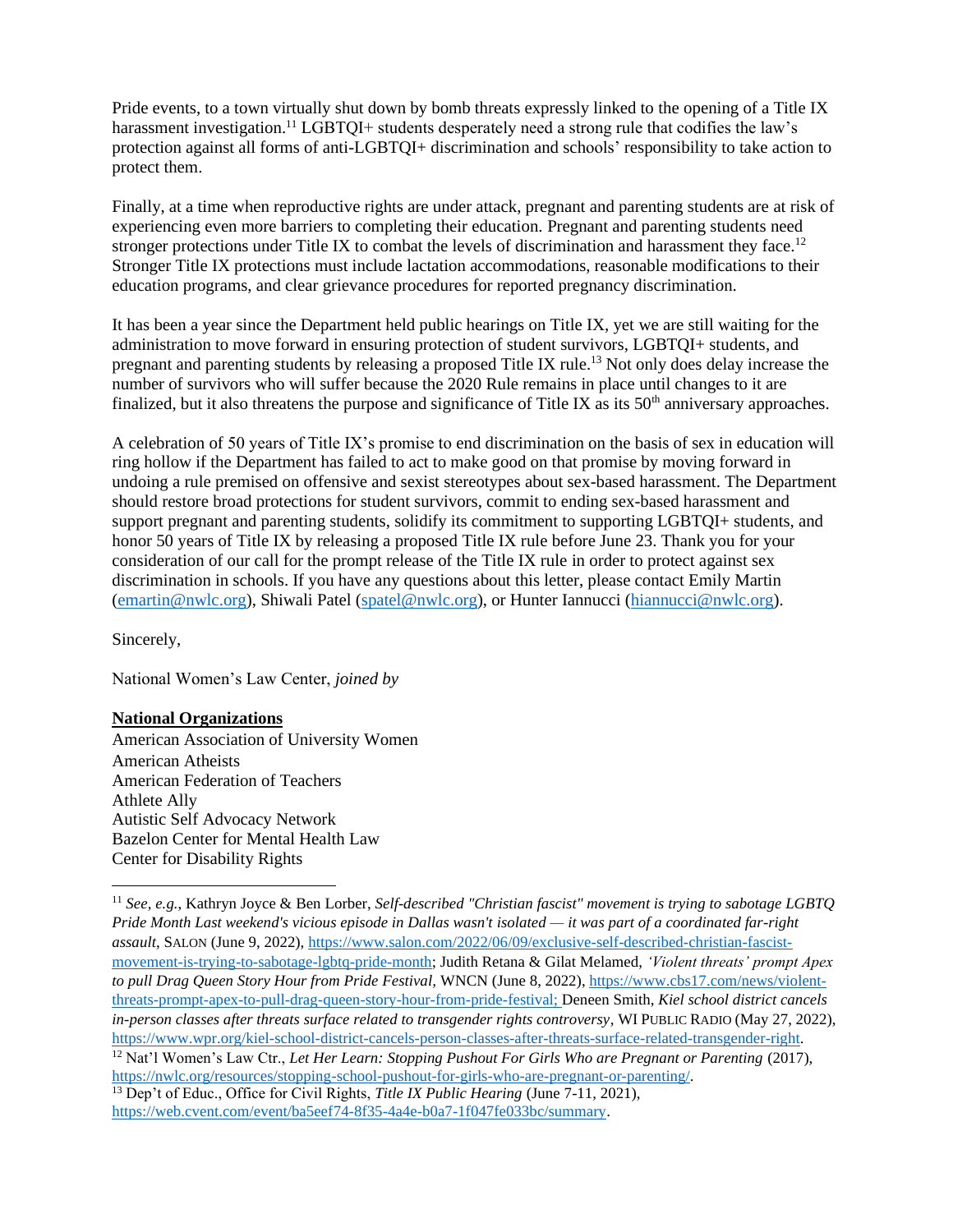Pride events, to a town virtually shut down by bomb threats expressly linked to the opening of a Title IX harassment investigation.[11] LGBTQI+ students desperately need a strong rule that codifies the law's protection against all forms of anti-LGBTQI+ discrimination and schools' responsibility to take action to protect them.

Finally, at a time when reproductive rights are under attack, pregnant and parenting students are at risk of experiencing even more barriers to completing their education. Pregnant and parenting students need stronger protections under Title IX to combat the levels of discrimination and harassment they face.[12] Stronger Title IX protections must include lactation accommodations, reasonable modifications to their education programs, and clear grievance procedures for reported pregnancy discrimination.

It has been a year since the Department held public hearings on Title IX, yet we are still waiting for the administration to move forward in ensuring protection of student survivors, LGBTQI+ students, and pregnant and parenting students by releasing a proposed Title IX rule.[13] Not only does delay increase the number of survivors who will suffer because the 2020 Rule remains in place until changes to it are finalized, but it also threatens the purpose and significance of Title IX as its 50th anniversary approaches.

A celebration of 50 years of Title IX's promise to end discrimination on the basis of sex in education will ring hollow if the Department has failed to act to make good on that promise by moving forward in undoing a rule premised on offensive and sexist stereotypes about sex-based harassment. The Department should restore broad protections for student survivors, commit to ending sex-based harassment and support pregnant and parenting students, solidify its commitment to supporting LGBTQI+ students, and honor 50 years of Title IX by releasing a proposed Title IX rule before June 23. Thank you for your consideration of our call for the prompt release of the Title IX rule in order to protect against sex discrimination in schools. If you have any questions about this letter, please contact Emily Martin (emartin@nwlc.org), Shiwali Patel (spatel@nwlc.org), or Hunter Iannucci (hiannucci@nwlc.org).

Sincerely,

National Women's Law Center, *joined by*

**National Organizations**

American Association of University Women
American Atheists
American Federation of Teachers
Athlete Ally
Autistic Self Advocacy Network
Bazelon Center for Mental Health Law
Center for Disability Rights

---

[11] *See, e.g.*, Kathryn Joyce & Ben Lorber, *Self-described "Christian fascist" movement is trying to sabotage LGBTQ Pride Month Last weekend's vicious episode in Dallas wasn't isolated — it was part of a coordinated far-right assault*, SALON (June 9, 2022), https://www.salon.com/2022/06/09/exclusive-self-described-christian-fascist-movement-is-trying-to-sabotage-lgbtq-pride-month; Judith Retana & Gilat Melamed, *'Violent threats' prompt Apex to pull Drag Queen Story Hour from Pride Festival,* WNCN (June 8, 2022), https://www.cbs17.com/news/violent-threats-prompt-apex-to-pull-drag-queen-story-hour-from-pride-festival; Deneen Smith, *Kiel school district cancels in-person classes after threats surface related to transgender rights controversy*, WI PUBLIC RADIO (May 27, 2022), https://www.wpr.org/kiel-school-district-cancels-person-classes-after-threats-surface-related-transgender-right.

[12] Nat'l Women's Law Ctr., *Let Her Learn: Stopping Pushout For Girls Who are Pregnant or Parenting* (2017), https://nwlc.org/resources/stopping-school-pushout-for-girls-who-are-pregnant-or-parenting/.

[13] Dep't of Educ., Office for Civil Rights, *Title IX Public Hearing* (June 7-11, 2021), https://web.cvent.com/event/ba5eef74-8f35-4a4e-b0a7-1f047fe033bc/summary.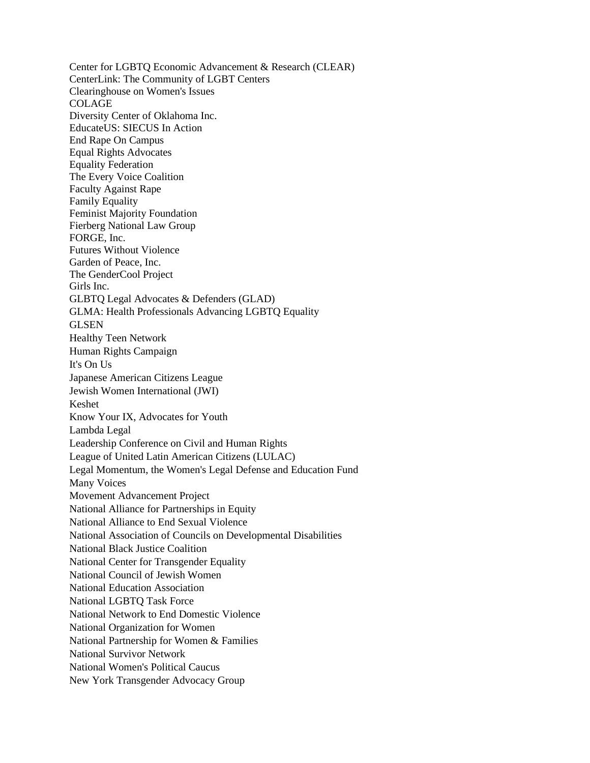Center for LGBTQ Economic Advancement & Research (CLEAR)
CenterLink: The Community of LGBT Centers
Clearinghouse on Women's Issues
COLAGE
Diversity Center of Oklahoma Inc.
EducateUS: SIECUS In Action
End Rape On Campus
Equal Rights Advocates
Equality Federation
The Every Voice Coalition
Faculty Against Rape
Family Equality
Feminist Majority Foundation
Fierberg National Law Group
FORGE, Inc.
Futures Without Violence
Garden of Peace, Inc.
The GenderCool Project
Girls Inc.
GLBTQ Legal Advocates & Defenders (GLAD)
GLMA: Health Professionals Advancing LGBTQ Equality
GLSEN
Healthy Teen Network
Human Rights Campaign
It's On Us
Japanese American Citizens League
Jewish Women International (JWI)
Keshet
Know Your IX, Advocates for Youth
Lambda Legal
Leadership Conference on Civil and Human Rights
League of United Latin American Citizens (LULAC)
Legal Momentum, the Women's Legal Defense and Education Fund
Many Voices
Movement Advancement Project
National Alliance for Partnerships in Equity
National Alliance to End Sexual Violence
National Association of Councils on Developmental Disabilities
National Black Justice Coalition
National Center for Transgender Equality
National Council of Jewish Women
National Education Association
National LGBTQ Task Force
National Network to End Domestic Violence
National Organization for Women
National Partnership for Women & Families
National Survivor Network
National Women's Political Caucus
New York Transgender Advocacy Group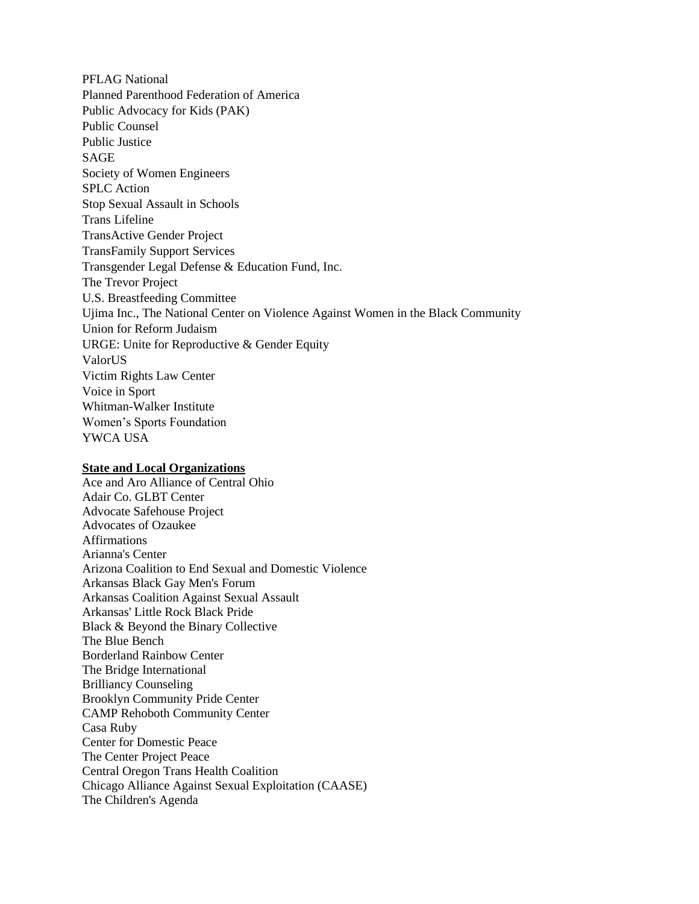PFLAG National
Planned Parenthood Federation of America
Public Advocacy for Kids (PAK)
Public Counsel
Public Justice
SAGE
Society of Women Engineers
SPLC Action
Stop Sexual Assault in Schools
Trans Lifeline
TransActive Gender Project
TransFamily Support Services
Transgender Legal Defense & Education Fund, Inc.
The Trevor Project
U.S. Breastfeeding Committee
Ujima Inc., The National Center on Violence Against Women in the Black Community
Union for Reform Judaism
URGE: Unite for Reproductive & Gender Equity
ValorUS
Victim Rights Law Center
Voice in Sport
Whitman-Walker Institute
Women's Sports Foundation
YWCA USA

**State and Local Organizations**

Ace and Aro Alliance of Central Ohio
Adair Co. GLBT Center
Advocate Safehouse Project
Advocates of Ozaukee
Affirmations
Arianna's Center
Arizona Coalition to End Sexual and Domestic Violence
Arkansas Black Gay Men's Forum
Arkansas Coalition Against Sexual Assault
Arkansas' Little Rock Black Pride
Black & Beyond the Binary Collective
The Blue Bench
Borderland Rainbow Center
The Bridge International
Brilliancy Counseling
Brooklyn Community Pride Center
CAMP Rehoboth Community Center
Casa Ruby
Center for Domestic Peace
The Center Project Peace
Central Oregon Trans Health Coalition
Chicago Alliance Against Sexual Exploitation (CAASE)
The Children's Agenda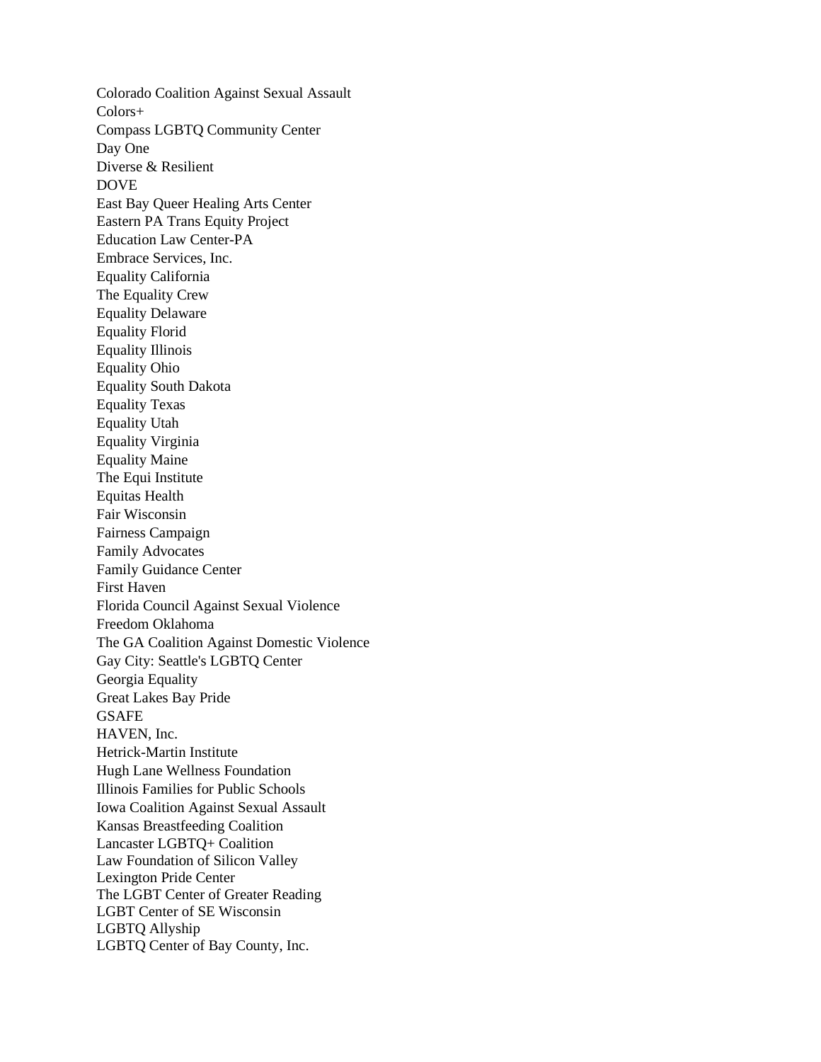Colorado Coalition Against Sexual Assault
Colors+
Compass LGBTQ Community Center
Day One
Diverse & Resilient
DOVE
East Bay Queer Healing Arts Center
Eastern PA Trans Equity Project
Education Law Center-PA
Embrace Services, Inc.
Equality California
The Equality Crew
Equality Delaware
Equality Florid
Equality Illinois
Equality Ohio
Equality South Dakota
Equality Texas
Equality Utah
Equality Virginia
Equality Maine
The Equi Institute
Equitas Health
Fair Wisconsin
Fairness Campaign
Family Advocates
Family Guidance Center
First Haven
Florida Council Against Sexual Violence
Freedom Oklahoma
The GA Coalition Against Domestic Violence
Gay City: Seattle's LGBTQ Center
Georgia Equality
Great Lakes Bay Pride
GSAFE
HAVEN, Inc.
Hetrick-Martin Institute
Hugh Lane Wellness Foundation
Illinois Families for Public Schools
Iowa Coalition Against Sexual Assault
Kansas Breastfeeding Coalition
Lancaster LGBTQ+ Coalition
Law Foundation of Silicon Valley
Lexington Pride Center
The LGBT Center of Greater Reading
LGBT Center of SE Wisconsin
LGBTQ Allyship
LGBTQ Center of Bay County, Inc.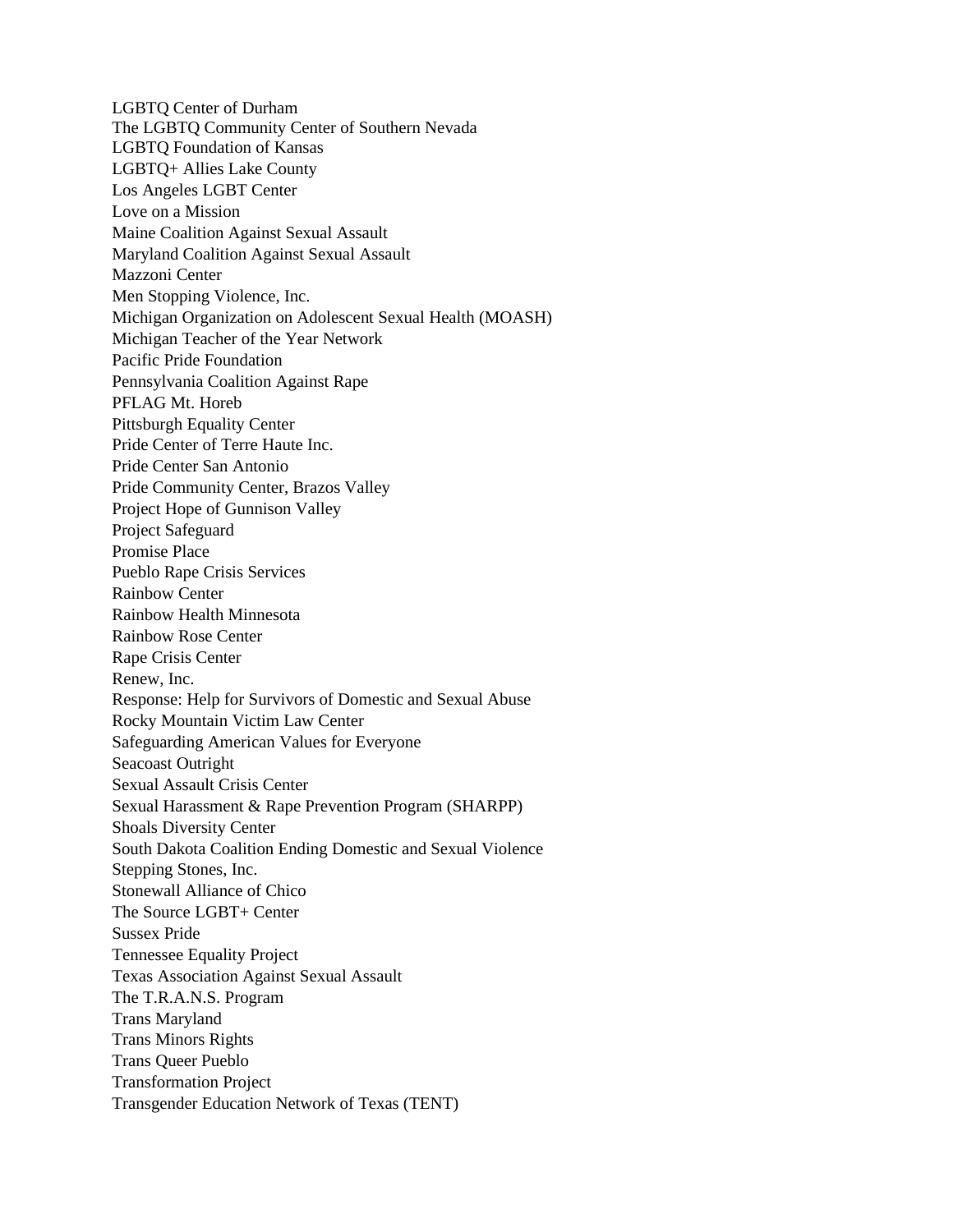LGBTQ Center of Durham
The LGBTQ Community Center of Southern Nevada
LGBTQ Foundation of Kansas
LGBTQ+ Allies Lake County
Los Angeles LGBT Center
Love on a Mission
Maine Coalition Against Sexual Assault
Maryland Coalition Against Sexual Assault
Mazzoni Center
Men Stopping Violence, Inc.
Michigan Organization on Adolescent Sexual Health (MOASH)
Michigan Teacher of the Year Network
Pacific Pride Foundation
Pennsylvania Coalition Against Rape
PFLAG Mt. Horeb
Pittsburgh Equality Center
Pride Center of Terre Haute Inc.
Pride Center San Antonio
Pride Community Center, Brazos Valley
Project Hope of Gunnison Valley
Project Safeguard
Promise Place
Pueblo Rape Crisis Services
Rainbow Center
Rainbow Health Minnesota
Rainbow Rose Center
Rape Crisis Center
Renew, Inc.
Response: Help for Survivors of Domestic and Sexual Abuse
Rocky Mountain Victim Law Center
Safeguarding American Values for Everyone
Seacoast Outright
Sexual Assault Crisis Center
Sexual Harassment & Rape Prevention Program (SHARPP)
Shoals Diversity Center
South Dakota Coalition Ending Domestic and Sexual Violence
Stepping Stones, Inc.
Stonewall Alliance of Chico
The Source LGBT+ Center
Sussex Pride
Tennessee Equality Project
Texas Association Against Sexual Assault
The T.R.A.N.S. Program
Trans Maryland
Trans Minors Rights
Trans Queer Pueblo
Transformation Project
Transgender Education Network of Texas (TENT)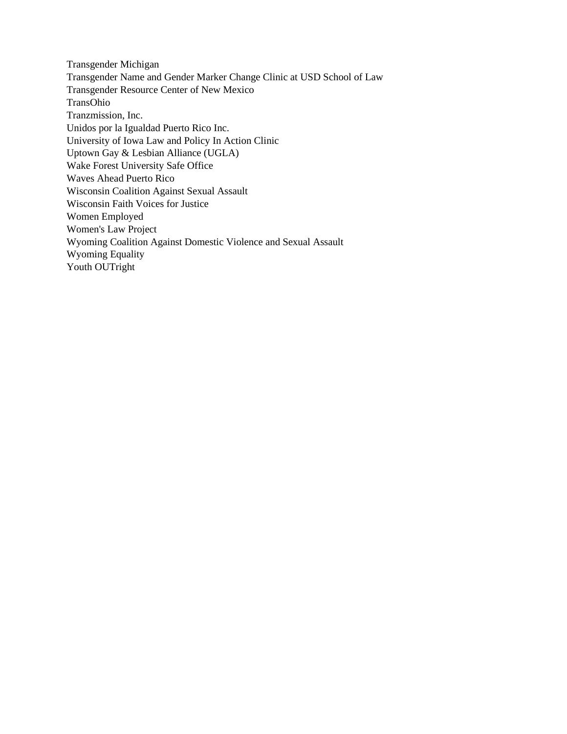Transgender Michigan
Transgender Name and Gender Marker Change Clinic at USD School of Law
Transgender Resource Center of New Mexico
TransOhio
Tranzmission, Inc.
Unidos por la Igualdad Puerto Rico Inc.
University of Iowa Law and Policy In Action Clinic
Uptown Gay & Lesbian Alliance (UGLA)
Wake Forest University Safe Office
Waves Ahead Puerto Rico
Wisconsin Coalition Against Sexual Assault
Wisconsin Faith Voices for Justice
Women Employed
Women's Law Project
Wyoming Coalition Against Domestic Violence and Sexual Assault
Wyoming Equality
Youth OUTright